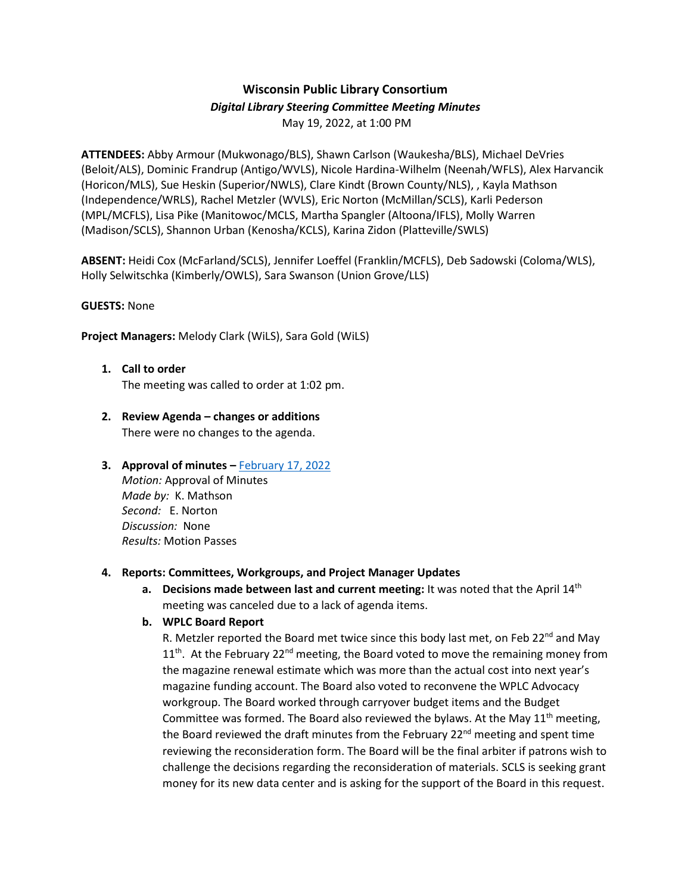# Wisconsin Public Library Consortium

## *Digital Library Steering Committee Meeting Minutes*

May 19, 2022, at 1:00 PM

**ATTENDEES:** Abby Armour (Mukwonago/BLS), Shawn Carlson (Waukesha/BLS), Michael DeVries (Beloit/ALS), Dominic Frandrup (Antigo/WVLS), Nicole Hardina-Wilhelm (Neenah/WFLS), Alex Harvancik (Horicon/MLS), Sue Heskin (Superior/NWLS), Clare Kindt (Brown County/NLS), , Kayla Mathson (Independence/WRLS), Rachel Metzler (WVLS), Eric Norton (McMillan/SCLS), Karli Pederson (MPL/MCFLS), Lisa Pike (Manitowoc/MCLS, Martha Spangler (Altoona/IFLS), Molly Warren (Madison/SCLS), Shannon Urban (Kenosha/KCLS), Karina Zidon (Platteville/SWLS)

**ABSENT:** Heidi Cox (McFarland/SCLS), Jennifer Loeffel (Franklin/MCFLS), Deb Sadowski (Coloma/WLS), Holly Selwitschka (Kimberly/OWLS), Sara Swanson (Union Grove/LLS)

**GUESTS:** None

**Project Managers:** Melody Clark (WiLS), Sara Gold (WiLS)

1. **Call to order**
   The meeting was called to order at 1:02 pm.

2. **Review Agenda – changes or additions**
   There were no changes to the agenda.

3. **Approval of minutes –** February 17, 2022
   *Motion:* Approval of Minutes
   *Made by:* K. Mathson
   *Second:* E. Norton
   *Discussion:* None
   *Results:* Motion Passes

4. **Reports: Committees, Workgroups, and Project Manager Updates**
   a. **Decisions made between last and current meeting:** It was noted that the April 14th meeting was canceled due to a lack of agenda items.
   b. **WPLC Board Report**
      R. Metzler reported the Board met twice since this body last met, on Feb 22nd and May 11th. At the February 22nd meeting, the Board voted to move the remaining money from the magazine renewal estimate which was more than the actual cost into next year's magazine funding account. The Board also voted to reconvene the WPLC Advocacy workgroup. The Board worked through carryover budget items and the Budget Committee was formed. The Board also reviewed the bylaws. At the May 11th meeting, the Board reviewed the draft minutes from the February 22nd meeting and spent time reviewing the reconsideration form. The Board will be the final arbiter if patrons wish to challenge the decisions regarding the reconsideration of materials. SCLS is seeking grant money for its new data center and is asking for the support of the Board in this request.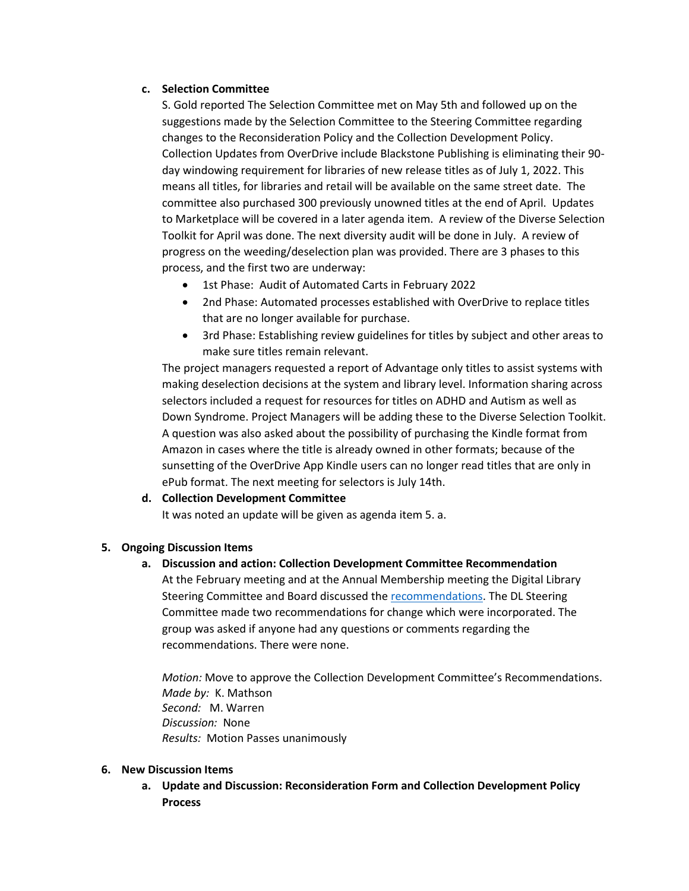c. **Selection Committee**

S. Gold reported The Selection Committee met on May 5th and followed up on the suggestions made by the Selection Committee to the Steering Committee regarding changes to the Reconsideration Policy and the Collection Development Policy. Collection Updates from OverDrive include Blackstone Publishing is eliminating their 90-day windowing requirement for libraries of new release titles as of July 1, 2022. This means all titles, for libraries and retail will be available on the same street date. The committee also purchased 300 previously unowned titles at the end of April. Updates to Marketplace will be covered in a later agenda item. A review of the Diverse Selection Toolkit for April was done. The next diversity audit will be done in July. A review of progress on the weeding/deselection plan was provided. There are 3 phases to this process, and the first two are underway:

- 1st Phase: Audit of Automated Carts in February 2022
- 2nd Phase: Automated processes established with OverDrive to replace titles that are no longer available for purchase.
- 3rd Phase: Establishing review guidelines for titles by subject and other areas to make sure titles remain relevant.

The project managers requested a report of Advantage only titles to assist systems with making deselection decisions at the system and library level. Information sharing across selectors included a request for resources for titles on ADHD and Autism as well as Down Syndrome. Project Managers will be adding these to the Diverse Selection Toolkit. A question was also asked about the possibility of purchasing the Kindle format from Amazon in cases where the title is already owned in other formats; because of the sunsetting of the OverDrive App Kindle users can no longer read titles that are only in ePub format. The next meeting for selectors is July 14th.

d. **Collection Development Committee**

It was noted an update will be given as agenda item 5. a.

## 5. Ongoing Discussion Items

a. **Discussion and action: Collection Development Committee Recommendation**

At the February meeting and at the Annual Membership meeting the Digital Library Steering Committee and Board discussed the recommendations. The DL Steering Committee made two recommendations for change which were incorporated. The group was asked if anyone had any questions or comments regarding the recommendations. There were none.

*Motion:* Move to approve the Collection Development Committee's Recommendations.
*Made by:* K. Mathson
*Second:* M. Warren
*Discussion:* None
*Results:* Motion Passes unanimously

## 6. New Discussion Items

a. **Update and Discussion: Reconsideration Form and Collection Development Policy Process**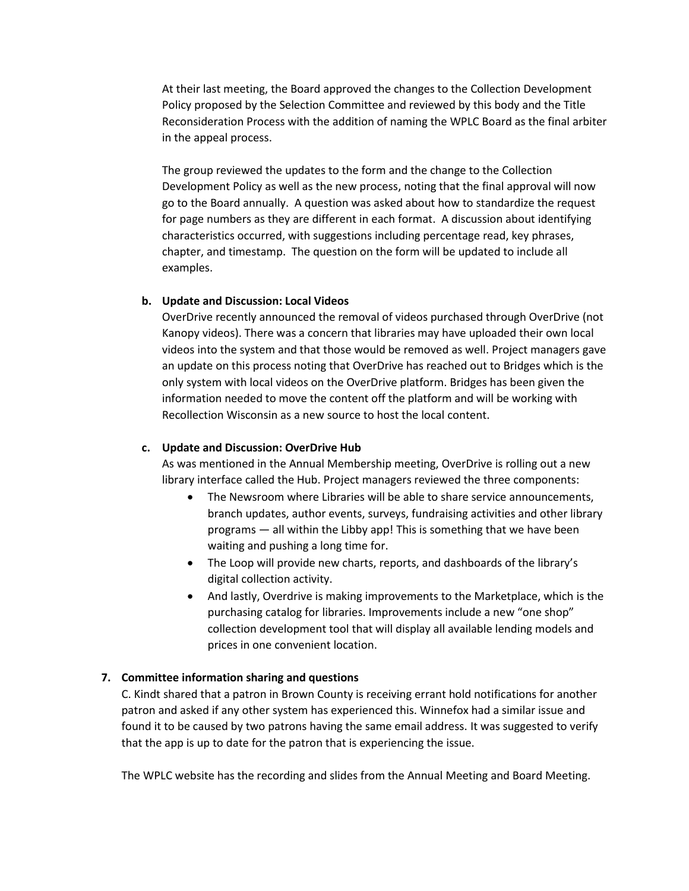At their last meeting, the Board approved the changes to the Collection Development Policy proposed by the Selection Committee and reviewed by this body and the Title Reconsideration Process with the addition of naming the WPLC Board as the final arbiter in the appeal process.

The group reviewed the updates to the form and the change to the Collection Development Policy as well as the new process, noting that the final approval will now go to the Board annually. A question was asked about how to standardize the request for page numbers as they are different in each format. A discussion about identifying characteristics occurred, with suggestions including percentage read, key phrases, chapter, and timestamp. The question on the form will be updated to include all examples.

**b. Update and Discussion: Local Videos**

OverDrive recently announced the removal of videos purchased through OverDrive (not Kanopy videos). There was a concern that libraries may have uploaded their own local videos into the system and that those would be removed as well. Project managers gave an update on this process noting that OverDrive has reached out to Bridges which is the only system with local videos on the OverDrive platform. Bridges has been given the information needed to move the content off the platform and will be working with Recollection Wisconsin as a new source to host the local content.

**c. Update and Discussion: OverDrive Hub**

As was mentioned in the Annual Membership meeting, OverDrive is rolling out a new library interface called the Hub. Project managers reviewed the three components:

- The Newsroom where Libraries will be able to share service announcements, branch updates, author events, surveys, fundraising activities and other library programs — all within the Libby app! This is something that we have been waiting and pushing a long time for.
- The Loop will provide new charts, reports, and dashboards of the library's digital collection activity.
- And lastly, Overdrive is making improvements to the Marketplace, which is the purchasing catalog for libraries. Improvements include a new "one shop" collection development tool that will display all available lending models and prices in one convenient location.

**7. Committee information sharing and questions**

C. Kindt shared that a patron in Brown County is receiving errant hold notifications for another patron and asked if any other system has experienced this. Winnefox had a similar issue and found it to be caused by two patrons having the same email address. It was suggested to verify that the app is up to date for the patron that is experiencing the issue.

The WPLC website has the recording and slides from the Annual Meeting and Board Meeting.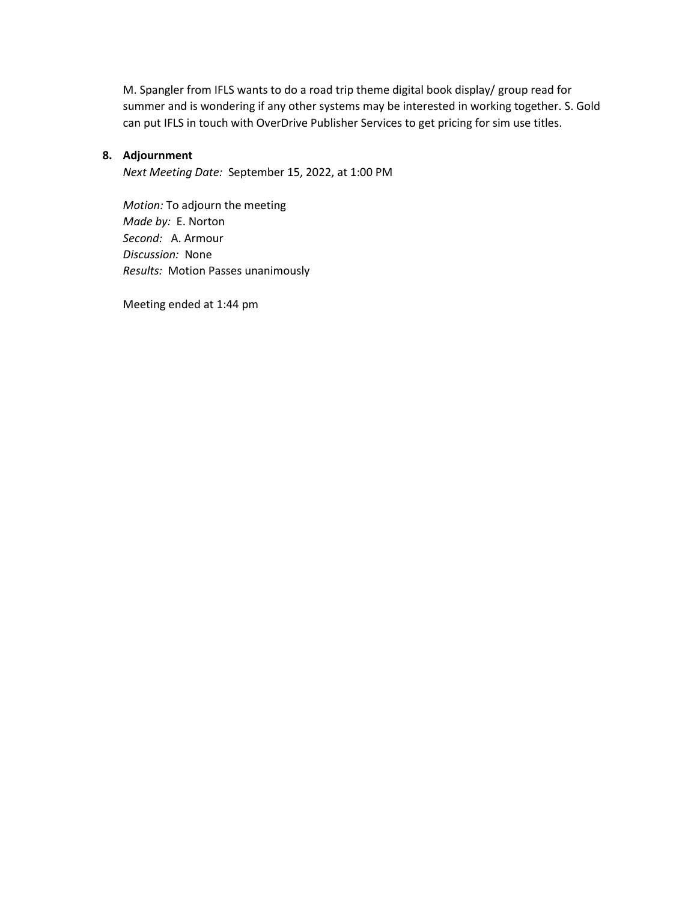M. Spangler from IFLS wants to do a road trip theme digital book display/ group read for summer and is wondering if any other systems may be interested in working together. S. Gold can put IFLS in touch with OverDrive Publisher Services to get pricing for sim use titles.

**8. Adjournment**

*Next Meeting Date:* September 15, 2022, at 1:00 PM

*Motion:* To adjourn the meeting
*Made by:* E. Norton
*Second:* A. Armour
*Discussion:* None
*Results:* Motion Passes unanimously

Meeting ended at 1:44 pm